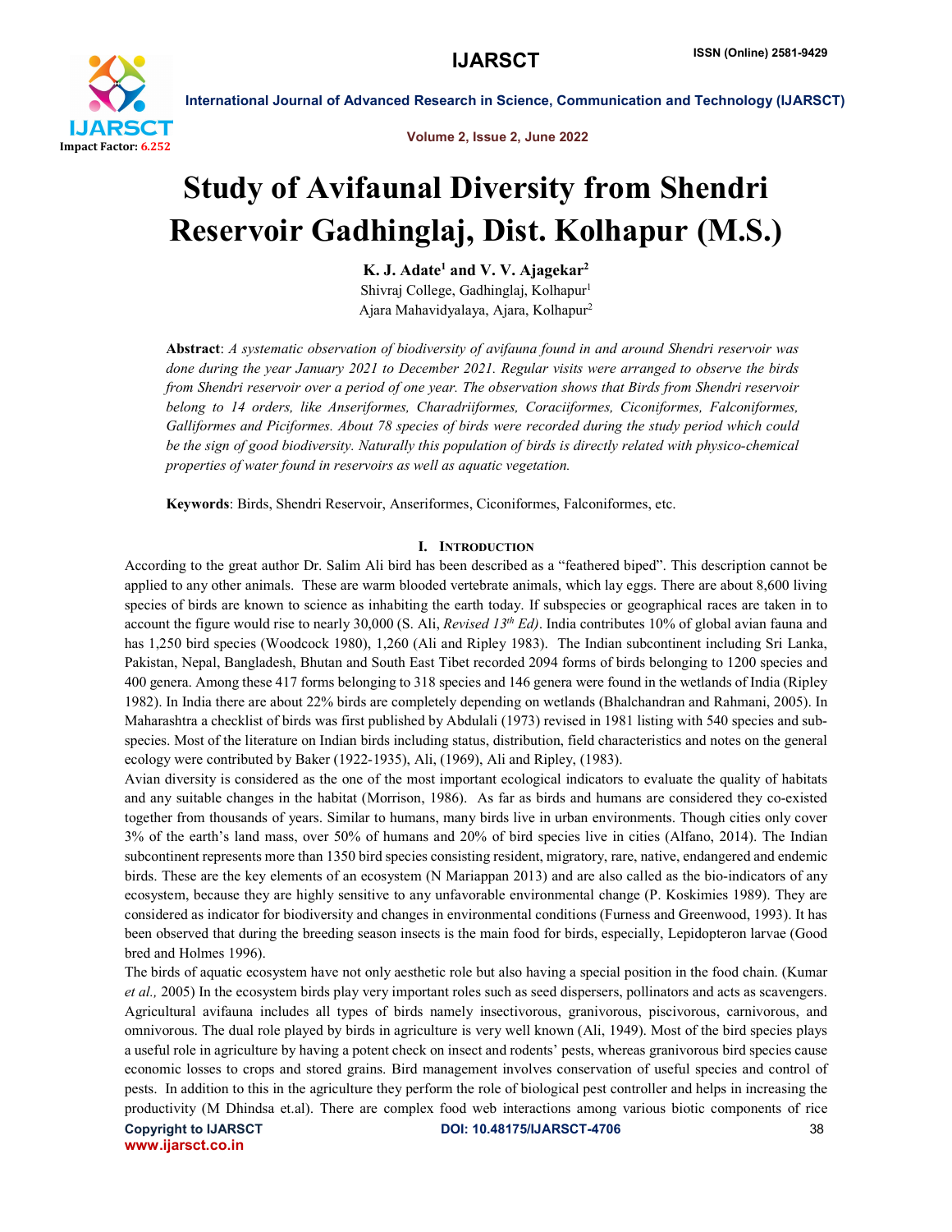# Study of Avifaunal Diversity from Shendri Reservoir Gadhinglaj, Dist. Kolhapur (M.S.)

**K. J. Adate[1] and V. V. Ajagekar[2]**

Shivraj College, Gadhinglaj, Kolhapur[1]

Ajara Mahavidyalaya, Ajara, Kolhapur[2]

**Abstract**: *A systematic observation of biodiversity of avifauna found in and around Shendri reservoir was done during the year January 2021 to December 2021. Regular visits were arranged to observe the birds from Shendri reservoir over a period of one year. The observation shows that Birds from Shendri reservoir belong to 14 orders, like Anseriformes, Charadriiformes, Coraciiformes, Ciconiformes, Falconiformes, Galliformes and Piciformes. About 78 species of birds were recorded during the study period which could be the sign of good biodiversity. Naturally this population of birds is directly related with physico-chemical properties of water found in reservoirs as well as aquatic vegetation.*

**Keywords**: Birds, Shendri Reservoir, Anseriformes, Ciconiformes, Falconiformes, etc.

## I. Introduction

According to the great author Dr. Salim Ali bird has been described as a "feathered biped". This description cannot be applied to any other animals. These are warm blooded vertebrate animals, which lay eggs. There are about 8,600 living species of birds are known to science as inhabiting the earth today. If subspecies or geographical races are taken in to account the figure would rise to nearly 30,000 (S. Ali, *Revised 13th Ed)*. India contributes 10% of global avian fauna and has 1,250 bird species (Woodcock 1980), 1,260 (Ali and Ripley 1983). The Indian subcontinent including Sri Lanka, Pakistan, Nepal, Bangladesh, Bhutan and South East Tibet recorded 2094 forms of birds belonging to 1200 species and 400 genera. Among these 417 forms belonging to 318 species and 146 genera were found in the wetlands of India (Ripley 1982). In India there are about 22% birds are completely depending on wetlands (Bhalchandran and Rahmani, 2005). In Maharashtra a checklist of birds was first published by Abdulali (1973) revised in 1981 listing with 540 species and sub-species. Most of the literature on Indian birds including status, distribution, field characteristics and notes on the general ecology were contributed by Baker (1922-1935), Ali, (1969), Ali and Ripley, (1983).

Avian diversity is considered as the one of the most important ecological indicators to evaluate the quality of habitats and any suitable changes in the habitat (Morrison, 1986). As far as birds and humans are considered they co-existed together from thousands of years. Similar to humans, many birds live in urban environments. Though cities only cover 3% of the earth's land mass, over 50% of humans and 20% of bird species live in cities (Alfano, 2014). The Indian subcontinent represents more than 1350 bird species consisting resident, migratory, rare, native, endangered and endemic birds. These are the key elements of an ecosystem (N Mariappan 2013) and are also called as the bio-indicators of any ecosystem, because they are highly sensitive to any unfavorable environmental change (P. Koskimies 1989). They are considered as indicator for biodiversity and changes in environmental conditions (Furness and Greenwood, 1993). It has been observed that during the breeding season insects is the main food for birds, especially, Lepidopteron larvae (Good bred and Holmes 1996).

The birds of aquatic ecosystem have not only aesthetic role but also having a special position in the food chain. (Kumar *et al.,* 2005) In the ecosystem birds play very important roles such as seed dispersers, pollinators and acts as scavengers. Agricultural avifauna includes all types of birds namely insectivorous, granivorous, piscivorous, carnivorous, and omnivorous. The dual role played by birds in agriculture is very well known (Ali, 1949). Most of the bird species plays a useful role in agriculture by having a potent check on insect and rodents' pests, whereas granivorous bird species cause economic losses to crops and stored grains. Bird management involves conservation of useful species and control of pests. In addition to this in the agriculture they perform the role of biological pest controller and helps in increasing the productivity (M Dhindsa et.al). There are complex food web interactions among various biotic components of rice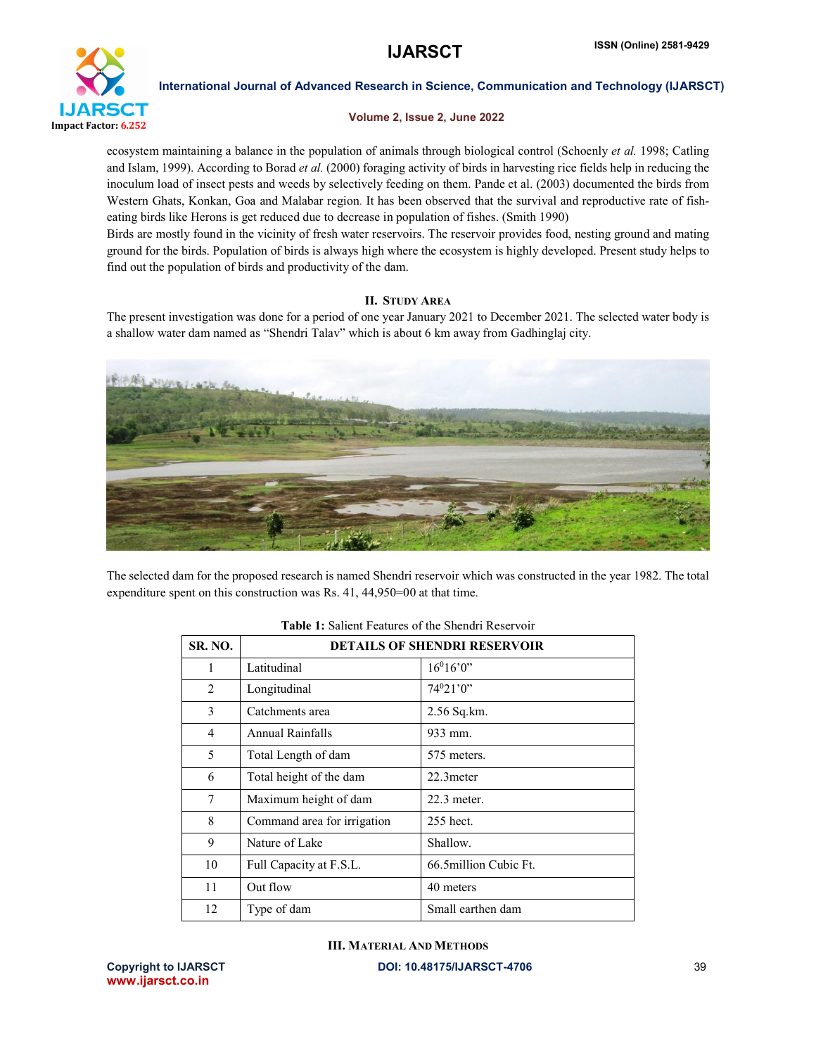ecosystem maintaining a balance in the population of animals through biological control (Schoenly *et al.* 1998; Catling and Islam, 1999). According to Borad *et al.* (2000) foraging activity of birds in harvesting rice fields help in reducing the inoculum load of insect pests and weeds by selectively feeding on them. Pande et al. (2003) documented the birds from Western Ghats, Konkan, Goa and Malabar region. It has been observed that the survival and reproductive rate of fish-eating birds like Herons is get reduced due to decrease in population of fishes. (Smith 1990)

Birds are mostly found in the vicinity of fresh water reservoirs. The reservoir provides food, nesting ground and mating ground for the birds. Population of birds is always high where the ecosystem is highly developed. Present study helps to find out the population of birds and productivity of the dam.

## II. Study Area

The present investigation was done for a period of one year January 2021 to December 2021. The selected water body is a shallow water dam named as "Shendri Talav" which is about 6 km away from Gadhinglaj city.

The selected dam for the proposed research is named Shendri reservoir which was constructed in the year 1982. The total expenditure spent on this construction was Rs. 41, 44,950=00 at that time.

**Table 1:** Salient Features of the Shendri Reservoir

| SR. NO. | DETAILS OF SHENDRI RESERVOIR | |
|---|---|---|
| 1 | Latitudinal | $16^0$16'0" |
| 2 | Longitudinal | $74^0$21'0" |
| 3 | Catchments area | 2.56 Sq.km. |
| 4 | Annual Rainfalls | 933 mm. |
| 5 | Total Length of dam | 575 meters. |
| 6 | Total height of the dam | 22.3meter |
| 7 | Maximum height of dam | 22.3 meter. |
| 8 | Command area for irrigation | 255 hect. |
| 9 | Nature of Lake | Shallow. |
| 10 | Full Capacity at F.S.L. | 66.5million Cubic Ft. |
| 11 | Out flow | 40 meters |
| 12 | Type of dam | Small earthen dam |

## III. Material And Methods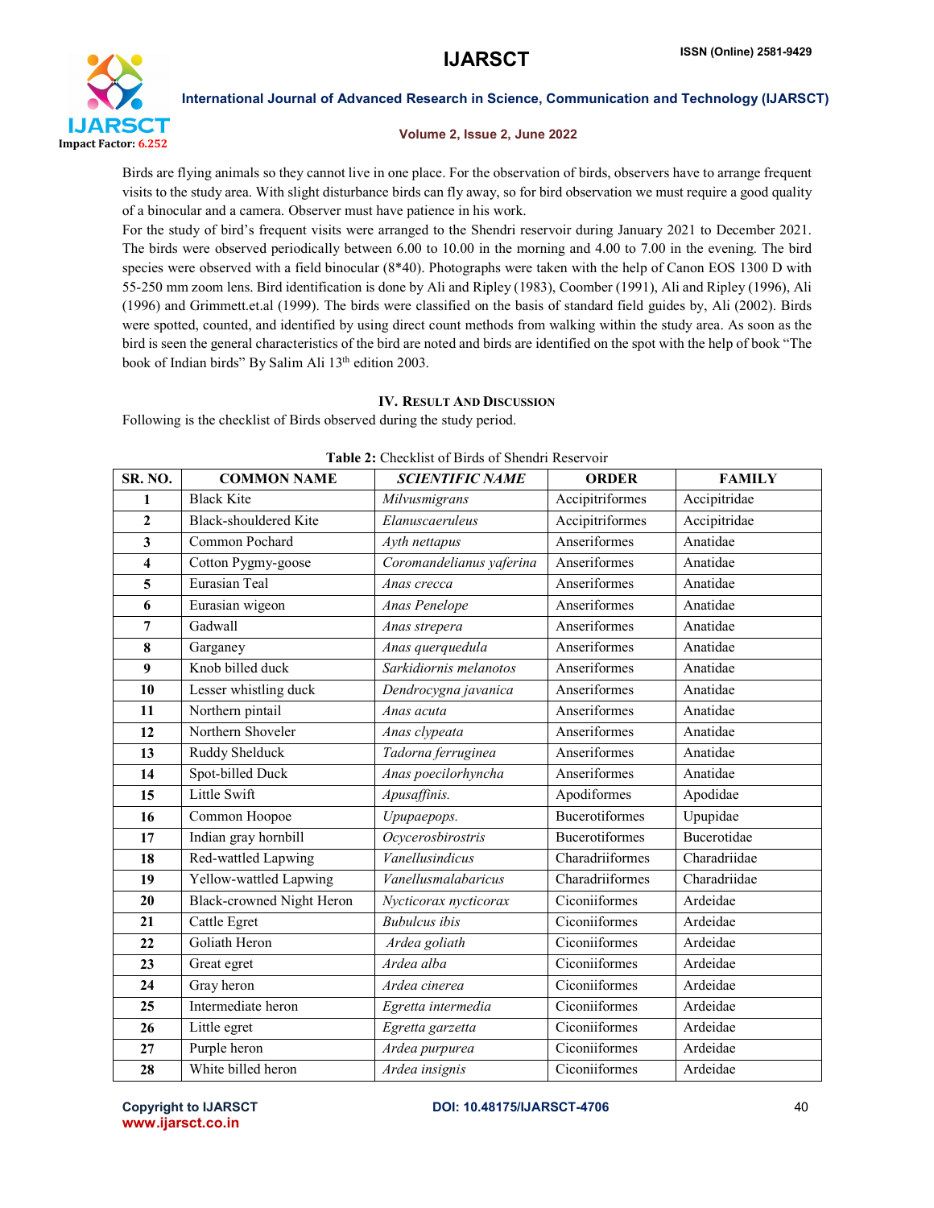Birds are flying animals so they cannot live in one place. For the observation of birds, observers have to arrange frequent visits to the study area. With slight disturbance birds can fly away, so for bird observation we must require a good quality of a binocular and a camera. Observer must have patience in his work.

For the study of bird's frequent visits were arranged to the Shendri reservoir during January 2021 to December 2021. The birds were observed periodically between 6.00 to 10.00 in the morning and 4.00 to 7.00 in the evening. The bird species were observed with a field binocular (8*40). Photographs were taken with the help of Canon EOS 1300 D with 55-250 mm zoom lens. Bird identification is done by Ali and Ripley (1983), Coomber (1991), Ali and Ripley (1996), Ali (1996) and Grimmett.et.al (1999). The birds were classified on the basis of standard field guides by, Ali (2002). Birds were spotted, counted, and identified by using direct count methods from walking within the study area. As soon as the bird is seen the general characteristics of the bird are noted and birds are identified on the spot with the help of book "The book of Indian birds" By Salim Ali 13th edition 2003.

## IV. Result And Discussion

Following is the checklist of Birds observed during the study period.

**Table 2:** Checklist of Birds of Shendri Reservoir

| SR. NO. | COMMON NAME | *SCIENTIFIC NAME* | ORDER | FAMILY |
|---|---|---|---|---|
| 1 | Black Kite | *Milvusmigrans* | Accipitriformes | Accipitridae |
| 2 | Black-shouldered Kite | *Elanuscaeruleus* | Accipitriformes | Accipitridae |
| 3 | Common Pochard | *Ayth nettapus* | Anseriformes | Anatidae |
| 4 | Cotton Pygmy-goose | *Coromandelianus yaferina* | Anseriformes | Anatidae |
| 5 | Eurasian Teal | *Anas crecca* | Anseriformes | Anatidae |
| 6 | Eurasian wigeon | *Anas Penelope* | Anseriformes | Anatidae |
| 7 | Gadwall | *Anas strepera* | Anseriformes | Anatidae |
| 8 | Garganey | *Anas querquedula* | Anseriformes | Anatidae |
| 9 | Knob billed duck | *Sarkidiornis melanotos* | Anseriformes | Anatidae |
| 10 | Lesser whistling duck | *Dendrocygna javanica* | Anseriformes | Anatidae |
| 11 | Northern pintail | *Anas acuta* | Anseriformes | Anatidae |
| 12 | Northern Shoveler | *Anas clypeata* | Anseriformes | Anatidae |
| 13 | Ruddy Shelduck | *Tadorna ferruginea* | Anseriformes | Anatidae |
| 14 | Spot-billed Duck | *Anas poecilorhyncha* | Anseriformes | Anatidae |
| 15 | Little Swift | *Apusaffinis.* | Apodiformes | Apodidae |
| 16 | Common Hoopoe | *Upupaepops.* | Bucerotiformes | Upupidae |
| 17 | Indian gray hornbill | *Ocycerosbirostris* | Bucerotiformes | Bucerotidae |
| 18 | Red-wattled Lapwing | *Vanellusindicus* | Charadriiformes | Charadriidae |
| 19 | Yellow-wattled Lapwing | *Vanellusmalabaricus* | Charadriiformes | Charadriidae |
| 20 | Black-crowned Night Heron | *Nycticorax nycticorax* | Ciconiiformes | Ardeidae |
| 21 | Cattle Egret | *Bubulcus ibis* | Ciconiiformes | Ardeidae |
| 22 | Goliath Heron | *Ardea goliath* | Ciconiiformes | Ardeidae |
| 23 | Great egret | *Ardea alba* | Ciconiiformes | Ardeidae |
| 24 | Gray heron | *Ardea cinerea* | Ciconiiformes | Ardeidae |
| 25 | Intermediate heron | *Egretta intermedia* | Ciconiiformes | Ardeidae |
| 26 | Little egret | *Egretta garzetta* | Ciconiiformes | Ardeidae |
| 27 | Purple heron | *Ardea purpurea* | Ciconiiformes | Ardeidae |
| 28 | White billed heron | *Ardea insignis* | Ciconiiformes | Ardeidae |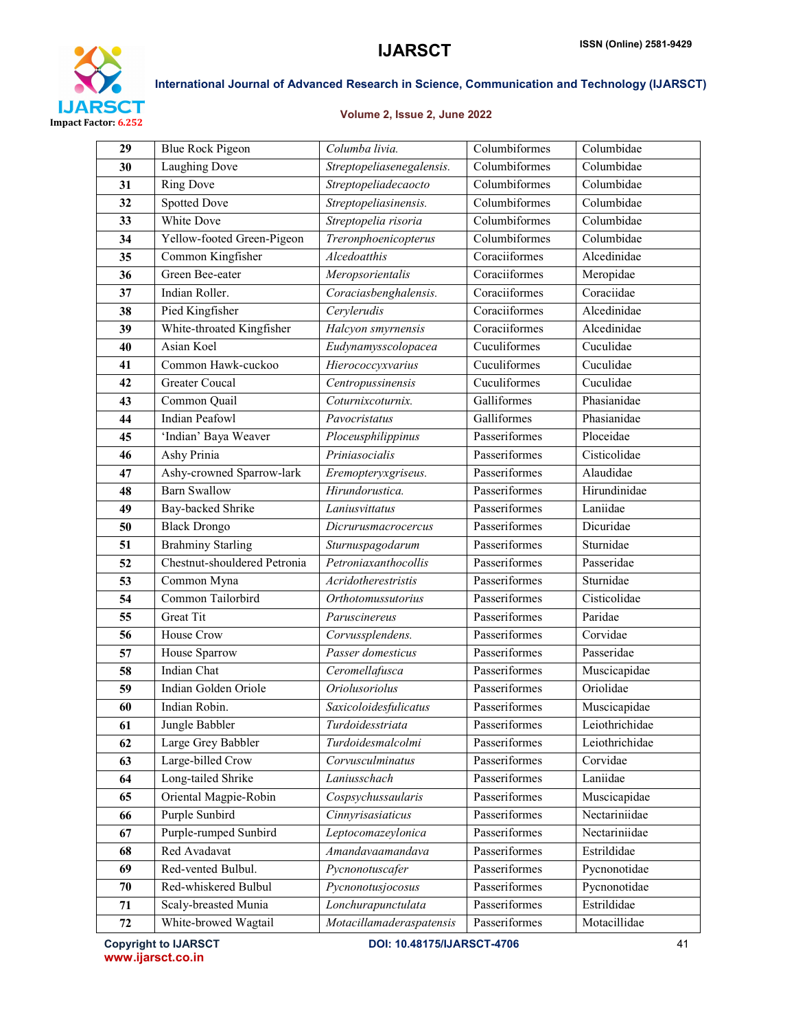| 29 | Blue Rock Pigeon | *Columba livia.* | Columbiformes | Columbidae |
|---|---|---|---|---|
| 30 | Laughing Dove | *Streptopeliasenegalensis.* | Columbiformes | Columbidae |
| 31 | Ring Dove | *Streptopeliadecaocto* | Columbiformes | Columbidae |
| 32 | Spotted Dove | *Streptopeliasinensis.* | Columbiformes | Columbidae |
| 33 | White Dove | *Streptopelia risoria* | Columbiformes | Columbidae |
| 34 | Yellow-footed Green-Pigeon | *Treronphoenicopterus* | Columbiformes | Columbidae |
| 35 | Common Kingfisher | *Alcedoatthis* | Coraciiformes | Alcedinidae |
| 36 | Green Bee-eater | *Meropsorientalis* | Coraciiformes | Meropidae |
| 37 | Indian Roller. | *Coraciasbenghalensis.* | Coraciiformes | Coraciidae |
| 38 | Pied Kingfisher | *Cerylerudis* | Coraciiformes | Alcedinidae |
| 39 | White-throated Kingfisher | *Halcyon smyrnensis* | Coraciiformes | Alcedinidae |
| 40 | Asian Koel | *Eudynamysscolopacea* | Cuculiformes | Cuculidae |
| 41 | Common Hawk-cuckoo | *Hierococcyxvarius* | Cuculiformes | Cuculidae |
| 42 | Greater Coucal | *Centropussinensis* | Cuculiformes | Cuculidae |
| 43 | Common Quail | *Coturnixcoturnix.* | Galliformes | Phasianidae |
| 44 | Indian Peafowl | *Pavocristatus* | Galliformes | Phasianidae |
| 45 | 'Indian' Baya Weaver | *Ploceusphilippinus* | Passeriformes | Ploceidae |
| 46 | Ashy Prinia | *Priniasocialis* | Passeriformes | Cisticolidae |
| 47 | Ashy-crowned Sparrow-lark | *Eremopteryxgriseus.* | Passeriformes | Alaudidae |
| 48 | Barn Swallow | *Hirundorustica.* | Passeriformes | Hirundinidae |
| 49 | Bay-backed Shrike | *Laniusvittatus* | Passeriformes | Laniidae |
| 50 | Black Drongo | *Dicrurusmacrocercus* | Passeriformes | Dicuridae |
| 51 | Brahminy Starling | *Sturnuspagodarum* | Passeriformes | Sturnidae |
| 52 | Chestnut-shouldered Petronia | *Petroniaxanthocollis* | Passeriformes | Passeridae |
| 53 | Common Myna | *Acridotherestristis* | Passeriformes | Sturnidae |
| 54 | Common Tailorbird | *Orthotomussutorius* | Passeriformes | Cisticolidae |
| 55 | Great Tit | *Paruscinereus* | Passeriformes | Paridae |
| 56 | House Crow | *Corvussplendens.* | Passeriformes | Corvidae |
| 57 | House Sparrow | *Passer domesticus* | Passeriformes | Passeridae |
| 58 | Indian Chat | *Ceromellafusca* | Passeriformes | Muscicapidae |
| 59 | Indian Golden Oriole | *Oriolusoriolus* | Passeriformes | Oriolidae |
| 60 | Indian Robin. | *Saxicoloidesfulicatus* | Passeriformes | Muscicapidae |
| 61 | Jungle Babbler | *Turdoidesstriata* | Passeriformes | Leiothrichidae |
| 62 | Large Grey Babbler | *Turdoidesmalcolmi* | Passeriformes | Leiothrichidae |
| 63 | Large-billed Crow | *Corvusculminatus* | Passeriformes | Corvidae |
| 64 | Long-tailed Shrike | *Laniusschach* | Passeriformes | Laniidae |
| 65 | Oriental Magpie-Robin | *Cospsychussaularis* | Passeriformes | Muscicapidae |
| 66 | Purple Sunbird | *Cinnyrisasiaticus* | Passeriformes | Nectariniidae |
| 67 | Purple-rumped Sunbird | *Leptocomazeylonica* | Passeriformes | Nectariniidae |
| 68 | Red Avadavat | *Amandavaamandava* | Passeriformes | Estrildidae |
| 69 | Red-vented Bulbul. | *Pycnonotuscafer* | Passeriformes | Pycnonotidae |
| 70 | Red-whiskered Bulbul | *Pycnonotusjocosus* | Passeriformes | Pycnonotidae |
| 71 | Scaly-breasted Munia | *Lonchurapunctulata* | Passeriformes | Estrildidae |
| 72 | White-browed Wagtail | *Motacillamaderaspatensis* | Passeriformes | Motacillidae |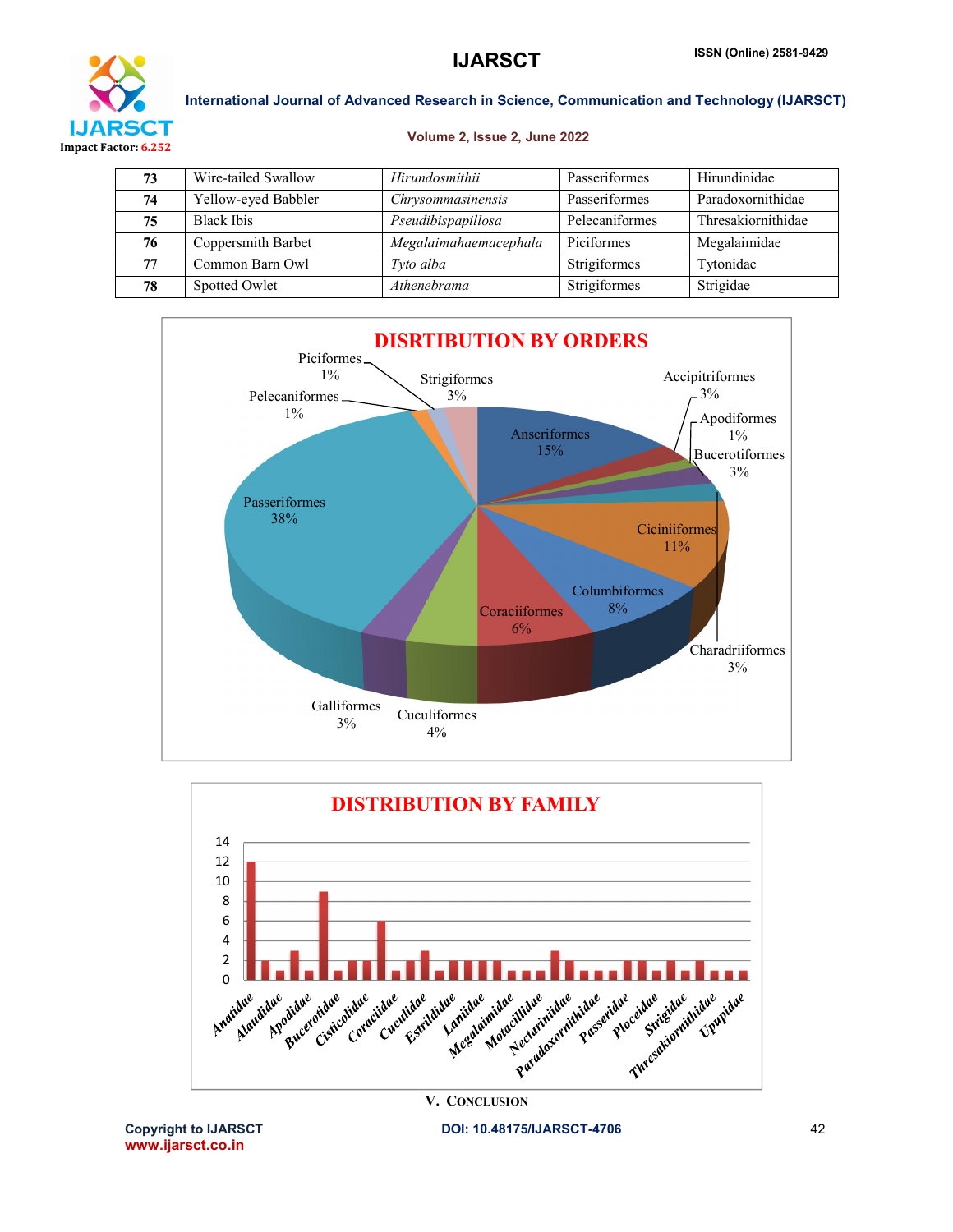| 73 | Wire-tailed Swallow | *Hirundosmithii* | Passeriformes | Hirundinidae |
|---|---|---|---|---|
| 74 | Yellow-eyed Babbler | *Chrysommasinensis* | Passeriformes | Paradoxornithidae |
| 75 | Black Ibis | *Pseudibispapillosa* | Pelecaniformes | Thresakiornithidae |
| 76 | Coppersmith Barbet | *Megalaimahaemacephala* | Piciformes | Megalaimidae |
| 77 | Common Barn Owl | *Tyto alba* | Strigiformes | Tytonidae |
| 78 | Spotted Owlet | *Athenebrama* | Strigiformes | Strigidae |

**DISRTIBUTION BY ORDERS**

| Order | Percentage |
|---|---|
| Anseriformes | 15% |
| Accipitriformes | 3% |
| Apodiformes | 1% |
| Bucerotiformes | 3% |
| Charadriiformes | 3% |
| Ciciniiformes | 11% |
| Columbiformes | 8% |
| Coraciiformes | 6% |
| Cuculiformes | 4% |
| Galliformes | 3% |
| Passeriformes | 38% |
| Pelecaniformes | 1% |
| Piciformes | 1% |
| Strigiformes | 3% |

**DISTRIBUTION BY FAMILY**

(Bar chart; y-axis 0–14; families labelled include Anatidae, Alaudidae, Apodidae, Bucerotidae, Cisticolidae, Coraciidae, Cuculidae, Estrildidae, Laniidae, Megalaimidae, Motacillidae, Nectariniidae, Paradoxornithidae, Passeridae, Ploceidae, Strigidae, Thresakiornithidae, Upupidae)

## V. Conclusion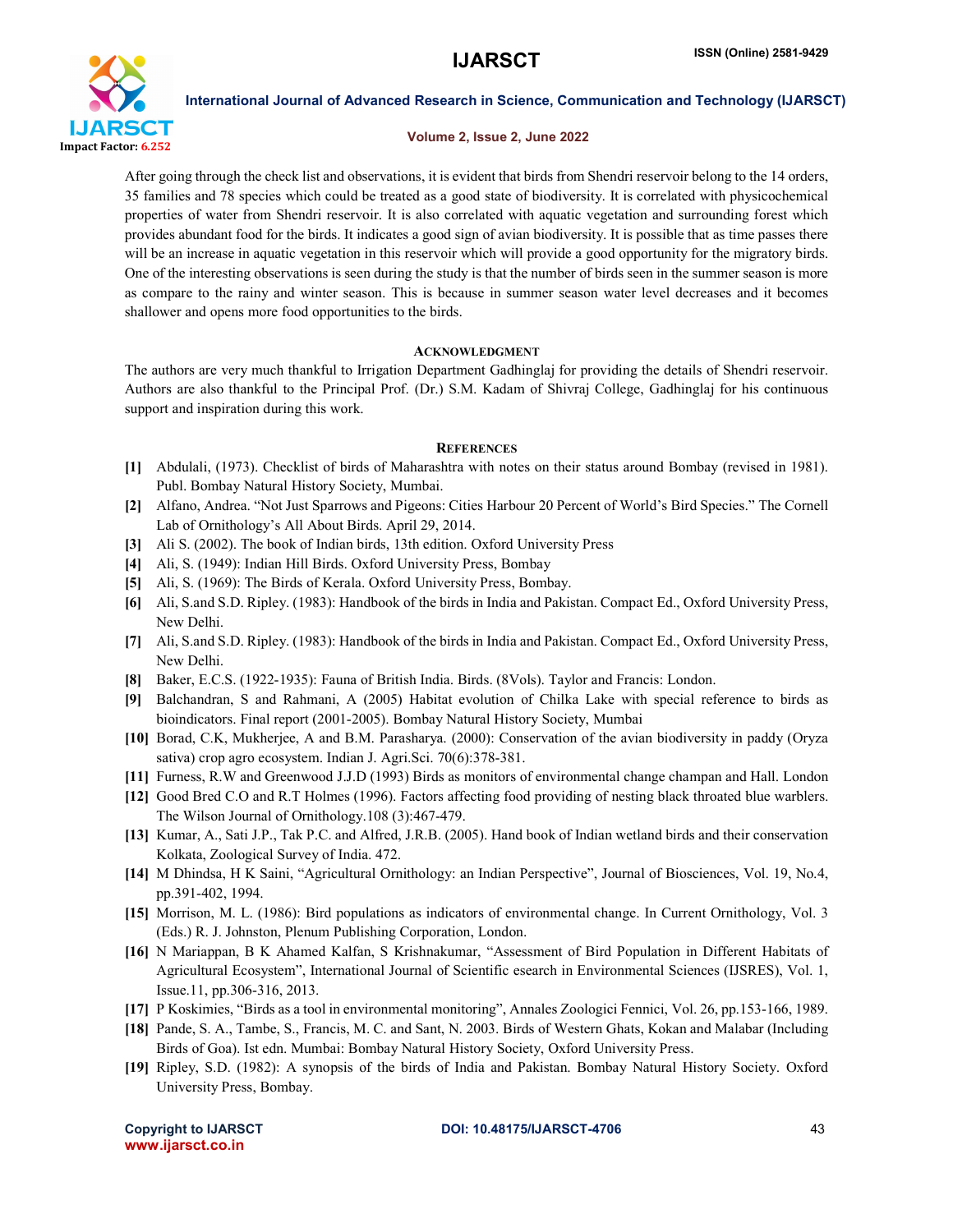After going through the check list and observations, it is evident that birds from Shendri reservoir belong to the 14 orders, 35 families and 78 species which could be treated as a good state of biodiversity. It is correlated with physicochemical properties of water from Shendri reservoir. It is also correlated with aquatic vegetation and surrounding forest which provides abundant food for the birds. It indicates a good sign of avian biodiversity. It is possible that as time passes there will be an increase in aquatic vegetation in this reservoir which will provide a good opportunity for the migratory birds. One of the interesting observations is seen during the study is that the number of birds seen in the summer season is more as compare to the rainy and winter season. This is because in summer season water level decreases and it becomes shallower and opens more food opportunities to the birds.

## Acknowledgment

The authors are very much thankful to Irrigation Department Gadhinglaj for providing the details of Shendri reservoir. Authors are also thankful to the Principal Prof. (Dr.) S.M. Kadam of Shivraj College, Gadhinglaj for his continuous support and inspiration during this work.

## References

[1] Abdulali, (1973). Checklist of birds of Maharashtra with notes on their status around Bombay (revised in 1981). Publ. Bombay Natural History Society, Mumbai.

[2] Alfano, Andrea. "Not Just Sparrows and Pigeons: Cities Harbour 20 Percent of World's Bird Species." The Cornell Lab of Ornithology's All About Birds. April 29, 2014.

[3] Ali S. (2002). The book of Indian birds, 13th edition. Oxford University Press

[4] Ali, S. (1949): Indian Hill Birds. Oxford University Press, Bombay

[5] Ali, S. (1969): The Birds of Kerala. Oxford University Press, Bombay.

[6] Ali, S.and S.D. Ripley. (1983): Handbook of the birds in India and Pakistan. Compact Ed., Oxford University Press, New Delhi.

[7] Ali, S.and S.D. Ripley. (1983): Handbook of the birds in India and Pakistan. Compact Ed., Oxford University Press, New Delhi.

[8] Baker, E.C.S. (1922-1935): Fauna of British India. Birds. (8Vols). Taylor and Francis: London.

[9] Balchandran, S and Rahmani, A (2005) Habitat evolution of Chilka Lake with special reference to birds as bioindicators. Final report (2001-2005). Bombay Natural History Society, Mumbai

[10] Borad, C.K, Mukherjee, A and B.M. Parasharya. (2000): Conservation of the avian biodiversity in paddy (Oryza sativa) crop agro ecosystem. Indian J. Agri.Sci. 70(6):378-381.

[11] Furness, R.W and Greenwood J.J.D (1993) Birds as monitors of environmental change champan and Hall. London

[12] Good Bred C.O and R.T Holmes (1996). Factors affecting food providing of nesting black throated blue warblers. The Wilson Journal of Ornithology.108 (3):467-479.

[13] Kumar, A., Sati J.P., Tak P.C. and Alfred, J.R.B. (2005). Hand book of Indian wetland birds and their conservation Kolkata, Zoological Survey of India. 472.

[14] M Dhindsa, H K Saini, "Agricultural Ornithology: an Indian Perspective", Journal of Biosciences, Vol. 19, No.4, pp.391-402, 1994.

[15] Morrison, M. L. (1986): Bird populations as indicators of environmental change. In Current Ornithology, Vol. 3 (Eds.) R. J. Johnston, Plenum Publishing Corporation, London.

[16] N Mariappan, B K Ahamed Kalfan, S Krishnakumar, "Assessment of Bird Population in Different Habitats of Agricultural Ecosystem", International Journal of Scientific esearch in Environmental Sciences (IJSRES), Vol. 1, Issue.11, pp.306-316, 2013.

[17] P Koskimies, "Birds as a tool in environmental monitoring", Annales Zoologici Fennici, Vol. 26, pp.153-166, 1989.

[18] Pande, S. A., Tambe, S., Francis, M. C. and Sant, N. 2003. Birds of Western Ghats, Kokan and Malabar (Including Birds of Goa). Ist edn. Mumbai: Bombay Natural History Society, Oxford University Press.

[19] Ripley, S.D. (1982): A synopsis of the birds of India and Pakistan. Bombay Natural History Society. Oxford University Press, Bombay.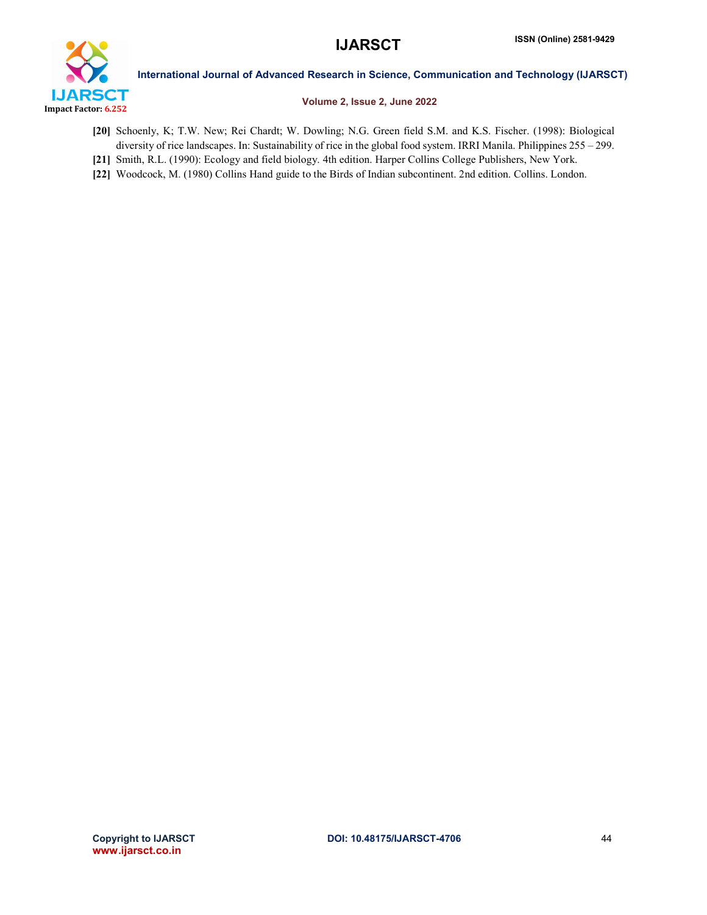[20] Schoenly, K; T.W. New; Rei Chardt; W. Dowling; N.G. Green field S.M. and K.S. Fischer. (1998): Biological diversity of rice landscapes. In: Sustainability of rice in the global food system. IRRI Manila. Philippines 255 – 299.

[21] Smith, R.L. (1990): Ecology and field biology. 4th edition. Harper Collins College Publishers, New York.

[22] Woodcock, M. (1980) Collins Hand guide to the Birds of Indian subcontinent. 2nd edition. Collins. London.